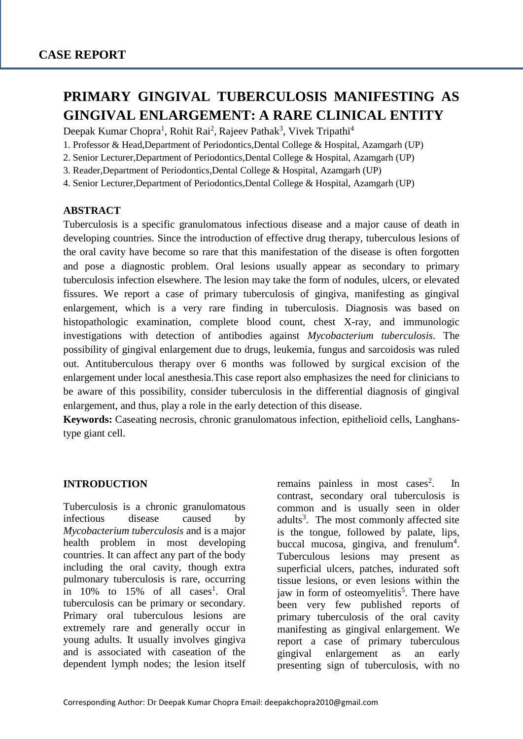**CASE REPORT**

# PRIMARY GINGIVAL TUBERCULOSIS MANIFESTING AS GINGIVAL ENLARGEMENT: A RARE CLINICAL ENTITY

Deepak Kumar Chopra[1], Rohit Rai[2], Rajeev Pathak[3], Vivek Tripathi[4]

1. Professor & Head,Department of Periodontics,Dental College & Hospital, Azamgarh (UP)
2. Senior Lecturer,Department of Periodontics,Dental College & Hospital, Azamgarh (UP)
3. Reader,Department of Periodontics,Dental College & Hospital, Azamgarh (UP)
4. Senior Lecturer,Department of Periodontics,Dental College & Hospital, Azamgarh (UP)

## ABSTRACT

Tuberculosis is a specific granulomatous infectious disease and a major cause of death in developing countries. Since the introduction of effective drug therapy, tuberculous lesions of the oral cavity have become so rare that this manifestation of the disease is often forgotten and pose a diagnostic problem. Oral lesions usually appear as secondary to primary tuberculosis infection elsewhere. The lesion may take the form of nodules, ulcers, or elevated fissures. We report a case of primary tuberculosis of gingiva, manifesting as gingival enlargement, which is a very rare finding in tuberculosis. Diagnosis was based on histopathologic examination, complete blood count, chest X-ray, and immunologic investigations with detection of antibodies against *Mycobacterium tuberculosis*. The possibility of gingival enlargement due to drugs, leukemia, fungus and sarcoidosis was ruled out. Antituberculous therapy over 6 months was followed by surgical excision of the enlargement under local anesthesia.This case report also emphasizes the need for clinicians to be aware of this possibility, consider tuberculosis in the differential diagnosis of gingival enlargement, and thus, play a role in the early detection of this disease.

**Keywords:** Caseating necrosis, chronic granulomatous infection, epithelioid cells, Langhans-type giant cell.

## INTRODUCTION

Tuberculosis is a chronic granulomatous infectious disease caused by *Mycobacterium tuberculosis* and is a major health problem in most developing countries. It can affect any part of the body including the oral cavity, though extra pulmonary tuberculosis is rare, occurring in 10% to 15% of all cases[1]. Oral tuberculosis can be primary or secondary. Primary oral tuberculous lesions are extremely rare and generally occur in young adults. It usually involves gingiva and is associated with caseation of the dependent lymph nodes; the lesion itself remains painless in most cases[2]. In contrast, secondary oral tuberculosis is common and is usually seen in older adults[3]. The most commonly affected site is the tongue, followed by palate, lips, buccal mucosa, gingiva, and frenulum[4]. Tuberculous lesions may present as superficial ulcers, patches, indurated soft tissue lesions, or even lesions within the jaw in form of osteomyelitis[5]. There have been very few published reports of primary tuberculosis of the oral cavity manifesting as gingival enlargement. We report a case of primary tuberculous gingival enlargement as an early presenting sign of tuberculosis, with no

Corresponding Author: Dr Deepak Kumar Chopra Email: deepakchopra2010@gmail.com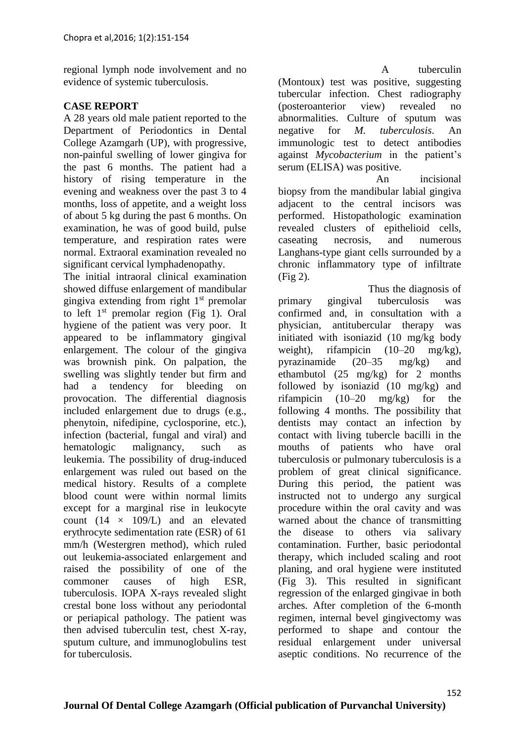regional lymph node involvement and no evidence of systemic tuberculosis.

## CASE REPORT

A 28 years old male patient reported to the Department of Periodontics in Dental College Azamgarh (UP), with progressive, non-painful swelling of lower gingiva for the past 6 months. The patient had a history of rising temperature in the evening and weakness over the past 3 to 4 months, loss of appetite, and a weight loss of about 5 kg during the past 6 months. On examination, he was of good build, pulse temperature, and respiration rates were normal. Extraoral examination revealed no significant cervical lymphadenopathy.

The initial intraoral clinical examination showed diffuse enlargement of mandibular gingiva extending from right 1st premolar to left 1st premolar region (Fig 1). Oral hygiene of the patient was very poor. It appeared to be inflammatory gingival enlargement. The colour of the gingiva was brownish pink. On palpation, the swelling was slightly tender but firm and had a tendency for bleeding on provocation. The differential diagnosis included enlargement due to drugs (e.g., phenytoin, nifedipine, cyclosporine, etc.), infection (bacterial, fungal and viral) and hematologic malignancy, such as leukemia. The possibility of drug-induced enlargement was ruled out based on the medical history. Results of a complete blood count were within normal limits except for a marginal rise in leukocyte count ($14 \times 109$/L) and an elevated erythrocyte sedimentation rate (ESR) of 61 mm/h (Westergren method), which ruled out leukemia-associated enlargement and raised the possibility of one of the commoner causes of high ESR, tuberculosis. IOPA X-rays revealed slight crestal bone loss without any periodontal or periapical pathology. The patient was then advised tuberculin test, chest X-ray, sputum culture, and immunoglobulins test for tuberculosis.

A tuberculin (Montoux) test was positive, suggesting tubercular infection. Chest radiography (posteroanterior view) revealed no abnormalities. Culture of sputum was negative for *M. tuberculosis*. An immunologic test to detect antibodies against *Mycobacterium* in the patient's serum (ELISA) was positive.

An incisional biopsy from the mandibular labial gingiva adjacent to the central incisors was performed. Histopathologic examination revealed clusters of epithelioid cells, caseating necrosis, and numerous Langhans-type giant cells surrounded by a chronic inflammatory type of infiltrate (Fig 2).

Thus the diagnosis of primary gingival tuberculosis was confirmed and, in consultation with a physician, antitubercular therapy was initiated with isoniazid (10 mg/kg body weight), rifampicin (10–20 mg/kg), pyrazinamide (20–35 mg/kg) and ethambutol (25 mg/kg) for 2 months followed by isoniazid (10 mg/kg) and rifampicin (10–20 mg/kg) for the following 4 months. The possibility that dentists may contact an infection by contact with living tubercle bacilli in the mouths of patients who have oral tuberculosis or pulmonary tuberculosis is a problem of great clinical significance. During this period, the patient was instructed not to undergo any surgical procedure within the oral cavity and was warned about the chance of transmitting the disease to others via salivary contamination. Further, basic periodontal therapy, which included scaling and root planing, and oral hygiene were instituted (Fig 3). This resulted in significant regression of the enlarged gingivae in both arches. After completion of the 6-month regimen, internal bevel gingivectomy was performed to shape and contour the residual enlargement under universal aseptic conditions. No recurrence of the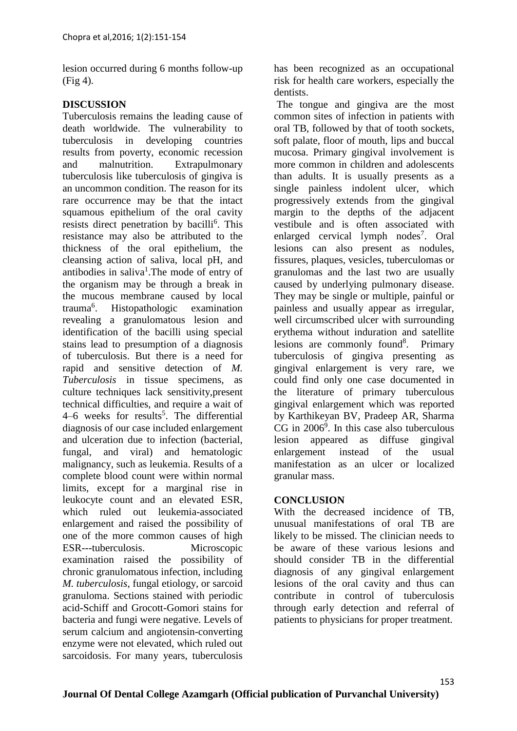lesion occurred during 6 months follow-up (Fig 4).

## DISCUSSION

Tuberculosis remains the leading cause of death worldwide. The vulnerability to tuberculosis in developing countries results from poverty, economic recession and malnutrition. Extrapulmonary tuberculosis like tuberculosis of gingiva is an uncommon condition. The reason for its rare occurrence may be that the intact squamous epithelium of the oral cavity resists direct penetration by bacilli[6]. This resistance may also be attributed to the thickness of the oral epithelium, the cleansing action of saliva, local pH, and antibodies in saliva[1].The mode of entry of the organism may be through a break in the mucous membrane caused by local trauma[6]. Histopathologic examination revealing a granulomatous lesion and identification of the bacilli using special stains lead to presumption of a diagnosis of tuberculosis. But there is a need for rapid and sensitive detection of *M. Tuberculosis* in tissue specimens, as culture techniques lack sensitivity,present technical difficulties, and require a wait of 4–6 weeks for results[5]. The differential diagnosis of our case included enlargement and ulceration due to infection (bacterial, fungal, and viral) and hematologic malignancy, such as leukemia. Results of a complete blood count were within normal limits, except for a marginal rise in leukocyte count and an elevated ESR, which ruled out leukemia-associated enlargement and raised the possibility of one of the more common causes of high ESR---tuberculosis. Microscopic examination raised the possibility of chronic granulomatous infection, including *M. tuberculosis*, fungal etiology, or sarcoid granuloma. Sections stained with periodic acid-Schiff and Grocott-Gomori stains for bacteria and fungi were negative. Levels of serum calcium and angiotensin-converting enzyme were not elevated, which ruled out sarcoidosis. For many years, tuberculosis has been recognized as an occupational risk for health care workers, especially the dentists.

The tongue and gingiva are the most common sites of infection in patients with oral TB, followed by that of tooth sockets, soft palate, floor of mouth, lips and buccal mucosa. Primary gingival involvement is more common in children and adolescents than adults. It is usually presents as a single painless indolent ulcer, which progressively extends from the gingival margin to the depths of the adjacent vestibule and is often associated with enlarged cervical lymph nodes[7]. Oral lesions can also present as nodules, fissures, plaques, vesicles, tuberculomas or granulomas and the last two are usually caused by underlying pulmonary disease. They may be single or multiple, painful or painless and usually appear as irregular, well circumscribed ulcer with surrounding erythema without induration and satellite lesions are commonly found[8]. Primary tuberculosis of gingiva presenting as gingival enlargement is very rare, we could find only one case documented in the literature of primary tuberculous gingival enlargement which was reported by Karthikeyan BV, Pradeep AR, Sharma CG in 2006[9]. In this case also tuberculous lesion appeared as diffuse gingival enlargement instead of the usual manifestation as an ulcer or localized granular mass.

## CONCLUSION

With the decreased incidence of TB, unusual manifestations of oral TB are likely to be missed. The clinician needs to be aware of these various lesions and should consider TB in the differential diagnosis of any gingival enlargement lesions of the oral cavity and thus can contribute in control of tuberculosis through early detection and referral of patients to physicians for proper treatment.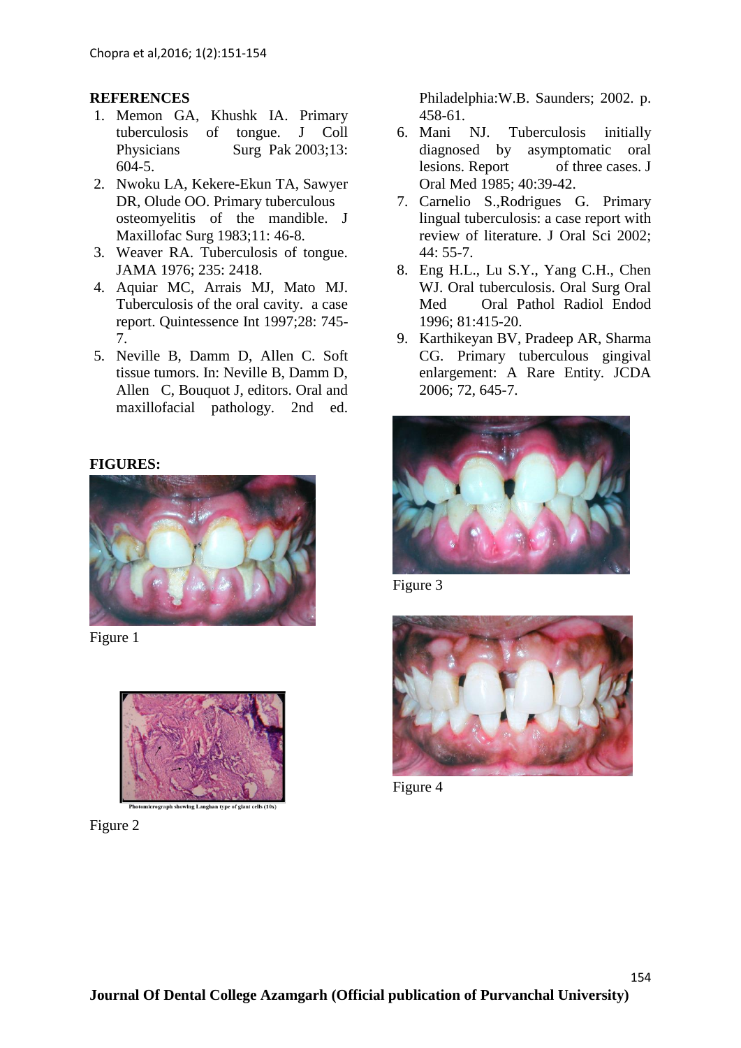## REFERENCES

1. Memon GA, Khushk IA. Primary tuberculosis of tongue. J Coll Physicians Surg Pak 2003;13: 604-5.
2. Nwoku LA, Kekere-Ekun TA, Sawyer DR, Olude OO. Primary tuberculous osteomyelitis of the mandible. J Maxillofac Surg 1983;11: 46-8.
3. Weaver RA. Tuberculosis of tongue. JAMA 1976; 235: 2418.
4. Aquiar MC, Arrais MJ, Mato MJ. Tuberculosis of the oral cavity. a case report. Quintessence Int 1997;28: 745-7.
5. Neville B, Damm D, Allen C. Soft tissue tumors. In: Neville B, Damm D, Allen C, Bouquot J, editors. Oral and maxillofacial pathology. 2nd ed. Philadelphia:W.B. Saunders; 2002. p. 458-61.
6. Mani NJ. Tuberculosis initially diagnosed by asymptomatic oral lesions. Report of three cases. J Oral Med 1985; 40:39-42.
7. Carnelio S.,Rodrigues G. Primary lingual tuberculosis: a case report with review of literature. J Oral Sci 2002; 44: 55-7.
8. Eng H.L., Lu S.Y., Yang C.H., Chen WJ. Oral tuberculosis. Oral Surg Oral Med Oral Pathol Radiol Endod 1996; 81:415-20.
9. Karthikeyan BV, Pradeep AR, Sharma CG. Primary tuberculous gingival enlargement: A Rare Entity. JCDA 2006; 72, 645-7.

## FIGURES:

Figure 1

Photomicrograph showing Langhan type of giant cells (10x)

Figure 2

Figure 3

Figure 4